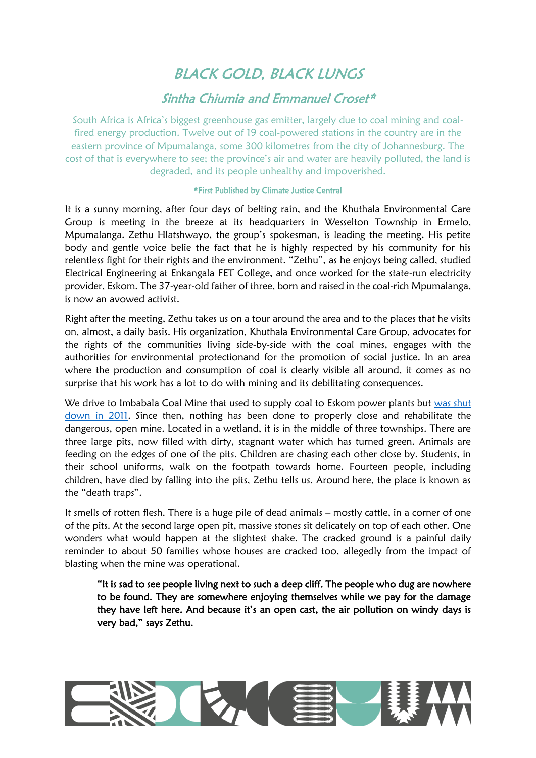# BLACK GOLD, BLACK LUNGS

## Sintha Chiumia and Emmanuel Croset*

South Africa is Africa's biggest greenhouse gas emitter, largely due to coal mining and coal-fired energy production. Twelve out of 19 coal-powered stations in the country are in the eastern province of Mpumalanga, some 300 kilometres from the city of Johannesburg. The cost of that is everywhere to see; the province's air and water are heavily polluted, the land is degraded, and its people unhealthy and impoverished.

**\*First Published by Climate Justice Central**

It is a sunny morning, after four days of belting rain, and the Khuthala Environmental Care Group is meeting in the breeze at its headquarters in Wesselton Township in Ermelo, Mpumalanga. Zethu Hlatshwayo, the group's spokesman, is leading the meeting. His petite body and gentle voice belie the fact that he is highly respected by his community for his relentless fight for their rights and the environment. "Zethu", as he enjoys being called, studied Electrical Engineering at Enkangala FET College, and once worked for the state-run electricity provider, Eskom. The 37-year-old father of three, born and raised in the coal-rich Mpumalanga, is now an avowed activist.

Right after the meeting, Zethu takes us on a tour around the area and to the places that he visits on, almost, a daily basis. His organization, Khuthala Environmental Care Group, advocates for the rights of the communities living side-by-side with the coal mines, engages with the authorities for environmental protectionand for the promotion of social justice. In an area where the production and consumption of coal is clearly visible all around, it comes as no surprise that his work has a lot to do with mining and its debilitating consequences.

We drive to Imbabala Coal Mine that used to supply coal to Eskom power plants but was shut down in 2011. Since then, nothing has been done to properly close and rehabilitate the dangerous, open mine. Located in a wetland, it is in the middle of three townships. There are three large pits, now filled with dirty, stagnant water which has turned green. Animals are feeding on the edges of one of the pits. Children are chasing each other close by. Students, in their school uniforms, walk on the footpath towards home. Fourteen people, including children, have died by falling into the pits, Zethu tells us. Around here, the place is known as the "death traps".

It smells of rotten flesh. There is a huge pile of dead animals – mostly cattle, in a corner of one of the pits. At the second large open pit, massive stones sit delicately on top of each other. One wonders what would happen at the slightest shake. The cracked ground is a painful daily reminder to about 50 families whose houses are cracked too, allegedly from the impact of blasting when the mine was operational.

> **"It is sad to see people living next to such a deep cliff. The people who dug are nowhere to be found. They are somewhere enjoying themselves while we pay for the damage they have left here. And because it's an open cast, the air pollution on windy days is very bad," says Zethu.**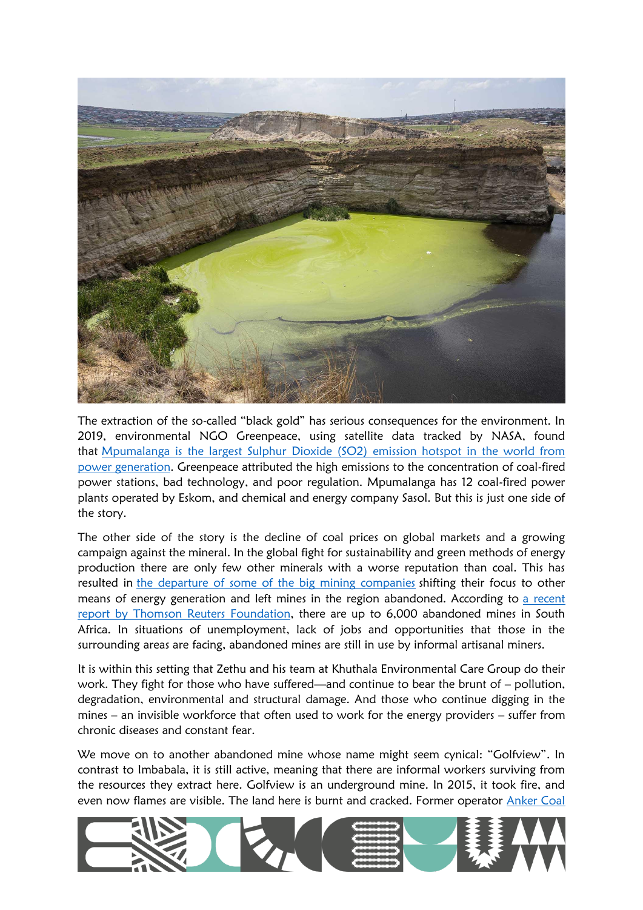The extraction of the so-called "black gold" has serious consequences for the environment. In 2019, environmental NGO Greenpeace, using satellite data tracked by NASA, found that [Mpumalanga is the largest Sulphur Dioxide (SO2) emission hotspot in the world from power generation](). Greenpeace attributed the high emissions to the concentration of coal-fired power stations, bad technology, and poor regulation. Mpumalanga has 12 coal-fired power plants operated by Eskom, and chemical and energy company Sasol. But this is just one side of the story.

The other side of the story is the decline of coal prices on global markets and a growing campaign against the mineral. In the global fight for sustainability and green methods of energy production there are only few other minerals with a worse reputation than coal. This has resulted in [the departure of some of the big mining companies]() shifting their focus to other means of energy generation and left mines in the region abandoned. According to [a recent report by Thomson Reuters Foundation](), there are up to 6,000 abandoned mines in South Africa. In situations of unemployment, lack of jobs and opportunities that those in the surrounding areas are facing, abandoned mines are still in use by informal artisanal miners.

It is within this setting that Zethu and his team at Khuthala Environmental Care Group do their work. They fight for those who have suffered—and continue to bear the brunt of – pollution, degradation, environmental and structural damage. And those who continue digging in the mines – an invisible workforce that often used to work for the energy providers – suffer from chronic diseases and constant fear.

We move on to another abandoned mine whose name might seem cynical: "Golfview". In contrast to Imbabala, it is still active, meaning that there are informal workers surviving from the resources they extract here. Golfview is an underground mine. In 2015, it took fire, and even now flames are visible. The land here is burnt and cracked. Former operator [Anker Coal]()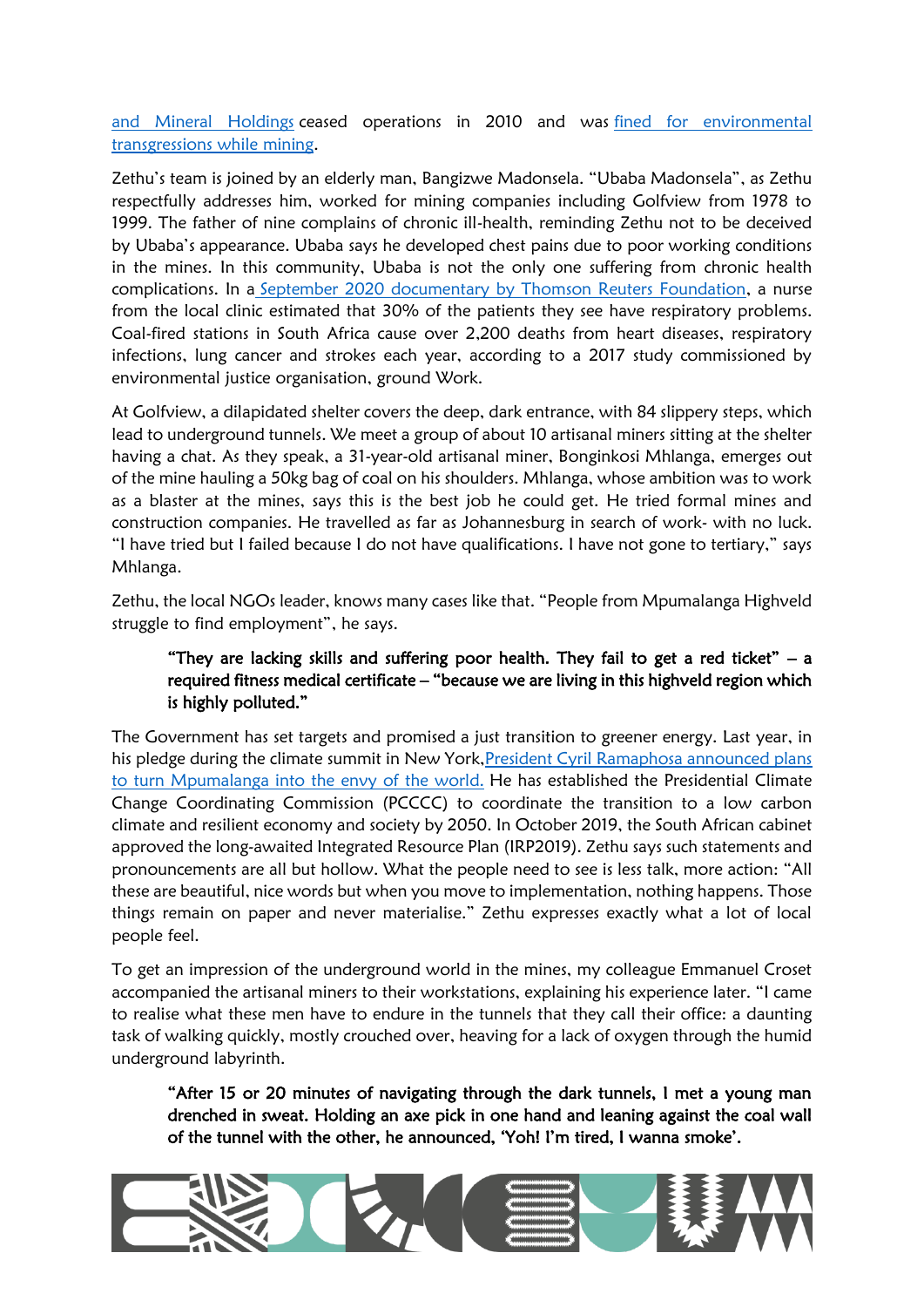and Mineral Holdings ceased operations in 2010 and was fined for environmental transgressions while mining.

Zethu's team is joined by an elderly man, Bangizwe Madonsela. "Ubaba Madonsela", as Zethu respectfully addresses him, worked for mining companies including Golfview from 1978 to 1999. The father of nine complains of chronic ill-health, reminding Zethu not to be deceived by Ubaba's appearance. Ubaba says he developed chest pains due to poor working conditions in the mines. In this community, Ubaba is not the only one suffering from chronic health complications. In a September 2020 documentary by Thomson Reuters Foundation, a nurse from the local clinic estimated that 30% of the patients they see have respiratory problems. Coal-fired stations in South Africa cause over 2,200 deaths from heart diseases, respiratory infections, lung cancer and strokes each year, according to a 2017 study commissioned by environmental justice organisation, ground Work.

At Golfview, a dilapidated shelter covers the deep, dark entrance, with 84 slippery steps, which lead to underground tunnels. We meet a group of about 10 artisanal miners sitting at the shelter having a chat. As they speak, a 31-year-old artisanal miner, Bonginkosi Mhlanga, emerges out of the mine hauling a 50kg bag of coal on his shoulders. Mhlanga, whose ambition was to work as a blaster at the mines, says this is the best job he could get. He tried formal mines and construction companies. He travelled as far as Johannesburg in search of work- with no luck. "I have tried but I failed because I do not have qualifications. I have not gone to tertiary," says Mhlanga.

Zethu, the local NGOs leader, knows many cases like that. "People from Mpumalanga Highveld struggle to find employment", he says.

> **"They are lacking skills and suffering poor health. They fail to get a red ticket" – a required fitness medical certificate – "because we are living in this highveld region which is highly polluted."**

The Government has set targets and promised a just transition to greener energy. Last year, in his pledge during the climate summit in New York, President Cyril Ramaphosa announced plans to turn Mpumalanga into the envy of the world. He has established the Presidential Climate Change Coordinating Commission (PCCCC) to coordinate the transition to a low carbon climate and resilient economy and society by 2050. In October 2019, the South African cabinet approved the long-awaited Integrated Resource Plan (IRP2019). Zethu says such statements and pronouncements are all but hollow. What the people need to see is less talk, more action: "All these are beautiful, nice words but when you move to implementation, nothing happens. Those things remain on paper and never materialise." Zethu expresses exactly what a lot of local people feel.

To get an impression of the underground world in the mines, my colleague Emmanuel Croset accompanied the artisanal miners to their workstations, explaining his experience later. "I came to realise what these men have to endure in the tunnels that they call their office: a daunting task of walking quickly, mostly crouched over, heaving for a lack of oxygen through the humid underground labyrinth.

> **"After 15 or 20 minutes of navigating through the dark tunnels, I met a young man drenched in sweat. Holding an axe pick in one hand and leaning against the coal wall of the tunnel with the other, he announced, 'Yoh! I'm tired, I wanna smoke'.**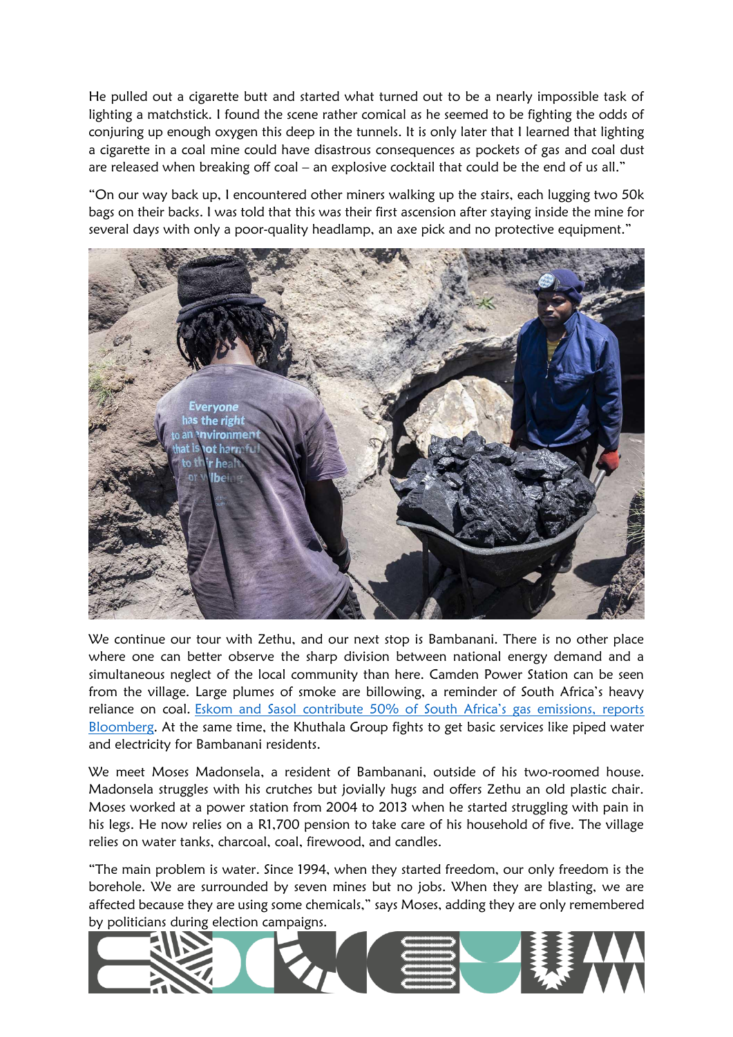He pulled out a cigarette butt and started what turned out to be a nearly impossible task of lighting a matchstick. I found the scene rather comical as he seemed to be fighting the odds of conjuring up enough oxygen this deep in the tunnels. It is only later that I learned that lighting a cigarette in a coal mine could have disastrous consequences as pockets of gas and coal dust are released when breaking off coal – an explosive cocktail that could be the end of us all."

"On our way back up, I encountered other miners walking up the stairs, each lugging two 50k bags on their backs. I was told that this was their first ascension after staying inside the mine for several days with only a poor-quality headlamp, an axe pick and no protective equipment."

We continue our tour with Zethu, and our next stop is Bambanani. There is no other place where one can better observe the sharp division between national energy demand and a simultaneous neglect of the local community than here. Camden Power Station can be seen from the village. Large plumes of smoke are billowing, a reminder of South Africa's heavy reliance on coal. [Eskom and Sasol contribute 50% of South Africa's gas emissions, reports Bloomberg](). At the same time, the Khuthala Group fights to get basic services like piped water and electricity for Bambanani residents.

We meet Moses Madonsela, a resident of Bambanani, outside of his two-roomed house. Madonsela struggles with his crutches but jovially hugs and offers Zethu an old plastic chair. Moses worked at a power station from 2004 to 2013 when he started struggling with pain in his legs. He now relies on a R1,700 pension to take care of his household of five. The village relies on water tanks, charcoal, coal, firewood, and candles.

"The main problem is water. Since 1994, when they started freedom, our only freedom is the borehole. We are surrounded by seven mines but no jobs. When they are blasting, we are affected because they are using some chemicals," says Moses, adding they are only remembered by politicians during election campaigns.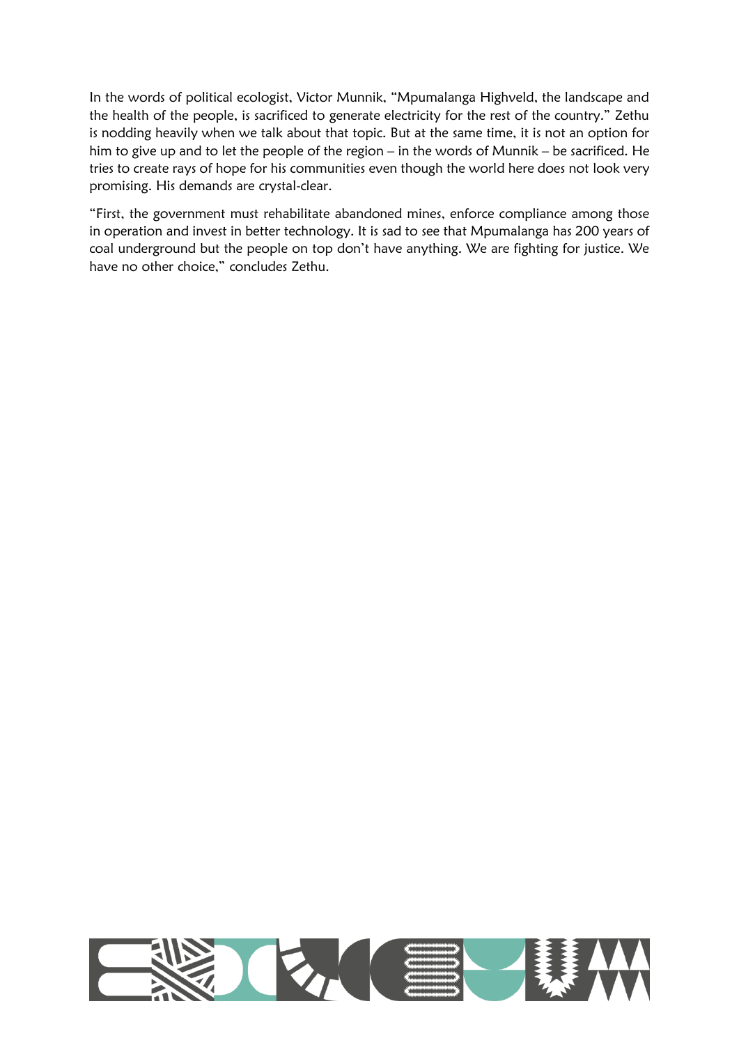In the words of political ecologist, Victor Munnik, "Mpumalanga Highveld, the landscape and the health of the people, is sacrificed to generate electricity for the rest of the country." Zethu is nodding heavily when we talk about that topic. But at the same time, it is not an option for him to give up and to let the people of the region – in the words of Munnik – be sacrificed. He tries to create rays of hope for his communities even though the world here does not look very promising. His demands are crystal-clear.

"First, the government must rehabilitate abandoned mines, enforce compliance among those in operation and invest in better technology. It is sad to see that Mpumalanga has 200 years of coal underground but the people on top don't have anything. We are fighting for justice. We have no other choice," concludes Zethu.